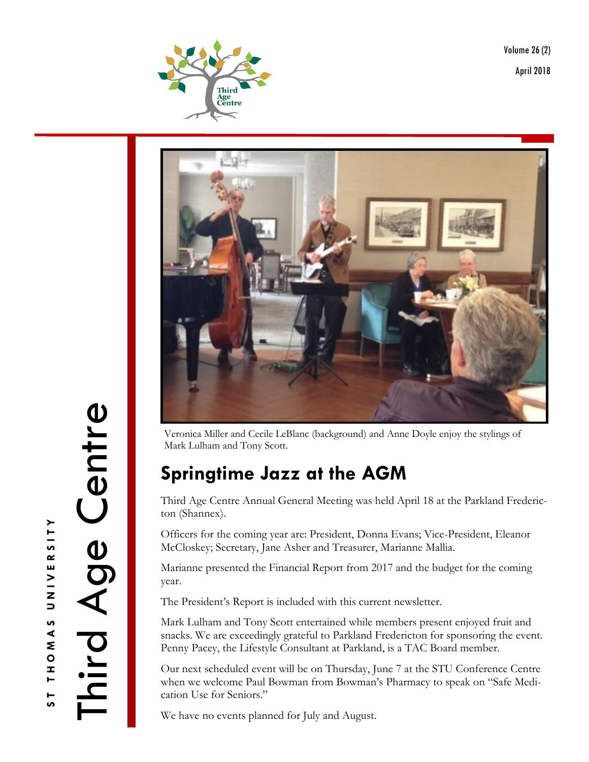Third Age Centre

ST THOMAS UNIVERSITY

Volume 26 (2)

April 2018

Veronica Miller and Cecile LeBlanc (background) and Anne Doyle enjoy the stylings of Mark Lulham and Tony Scott.

## Springtime Jazz at the AGM

Third Age Centre Annual General Meeting was held April 18 at the Parkland Fredericton (Shannex).

Officers for the coming year are: President, Donna Evans; Vice-President, Eleanor McCloskey; Secretary, Jane Asher and Treasurer, Marianne Mallia.

Marianne presented the Financial Report from 2017 and the budget for the coming year.

The President's Report is included with this current newsletter.

Mark Lulham and Tony Scott entertained while members present enjoyed fruit and snacks. We are exceedingly grateful to Parkland Fredericton for sponsoring the event. Penny Pacey, the Lifestyle Consultant at Parkland, is a TAC Board member.

Our next scheduled event will be on Thursday, June 7 at the STU Conference Centre when we welcome Paul Bowman from Bowman's Pharmacy to speak on "Safe Medication Use for Seniors."

We have no events planned for July and August.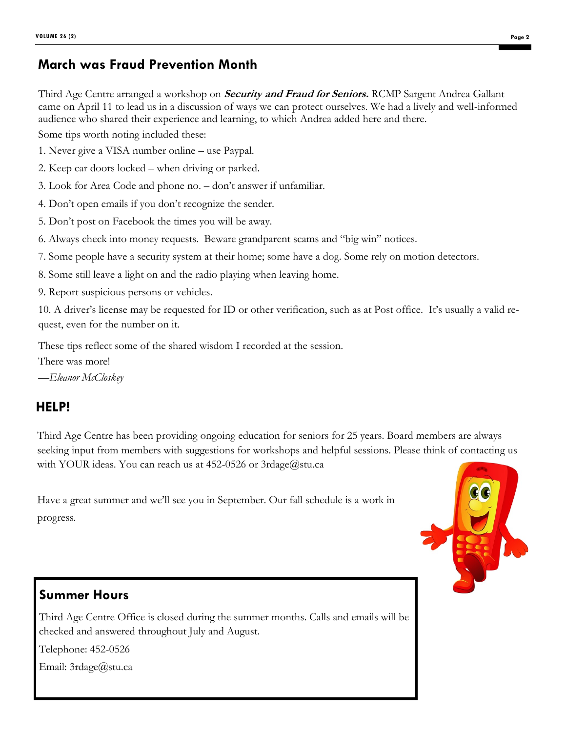## March was Fraud Prevention Month

Third Age Centre arranged a workshop on ***Security and Fraud for Seniors.*** RCMP Sargent Andrea Gallant came on April 11 to lead us in a discussion of ways we can protect ourselves. We had a lively and well-informed audience who shared their experience and learning, to which Andrea added here and there.

Some tips worth noting included these:

1. Never give a VISA number online – use Paypal.
2. Keep car doors locked – when driving or parked.
3. Look for Area Code and phone no. – don't answer if unfamiliar.
4. Don't open emails if you don't recognize the sender.
5. Don't post on Facebook the times you will be away.
6. Always check into money requests. Beware grandparent scams and "big win" notices.
7. Some people have a security system at their home; some have a dog. Some rely on motion detectors.
8. Some still leave a light on and the radio playing when leaving home.
9. Report suspicious persons or vehicles.
10. A driver's license may be requested for ID or other verification, such as at Post office. It's usually a valid request, even for the number on it.

These tips reflect some of the shared wisdom I recorded at the session.

There was more!

—*Eleanor McCloskey*

## HELP!

Third Age Centre has been providing ongoing education for seniors for 25 years. Board members are always seeking input from members with suggestions for workshops and helpful sessions. Please think of contacting us with YOUR ideas. You can reach us at 452-0526 or 3rdage@stu.ca

Have a great summer and we'll see you in September. Our fall schedule is a work in progress.

## Summer Hours

Third Age Centre Office is closed during the summer months. Calls and emails will be checked and answered throughout July and August.

Telephone: 452-0526

Email: 3rdage@stu.ca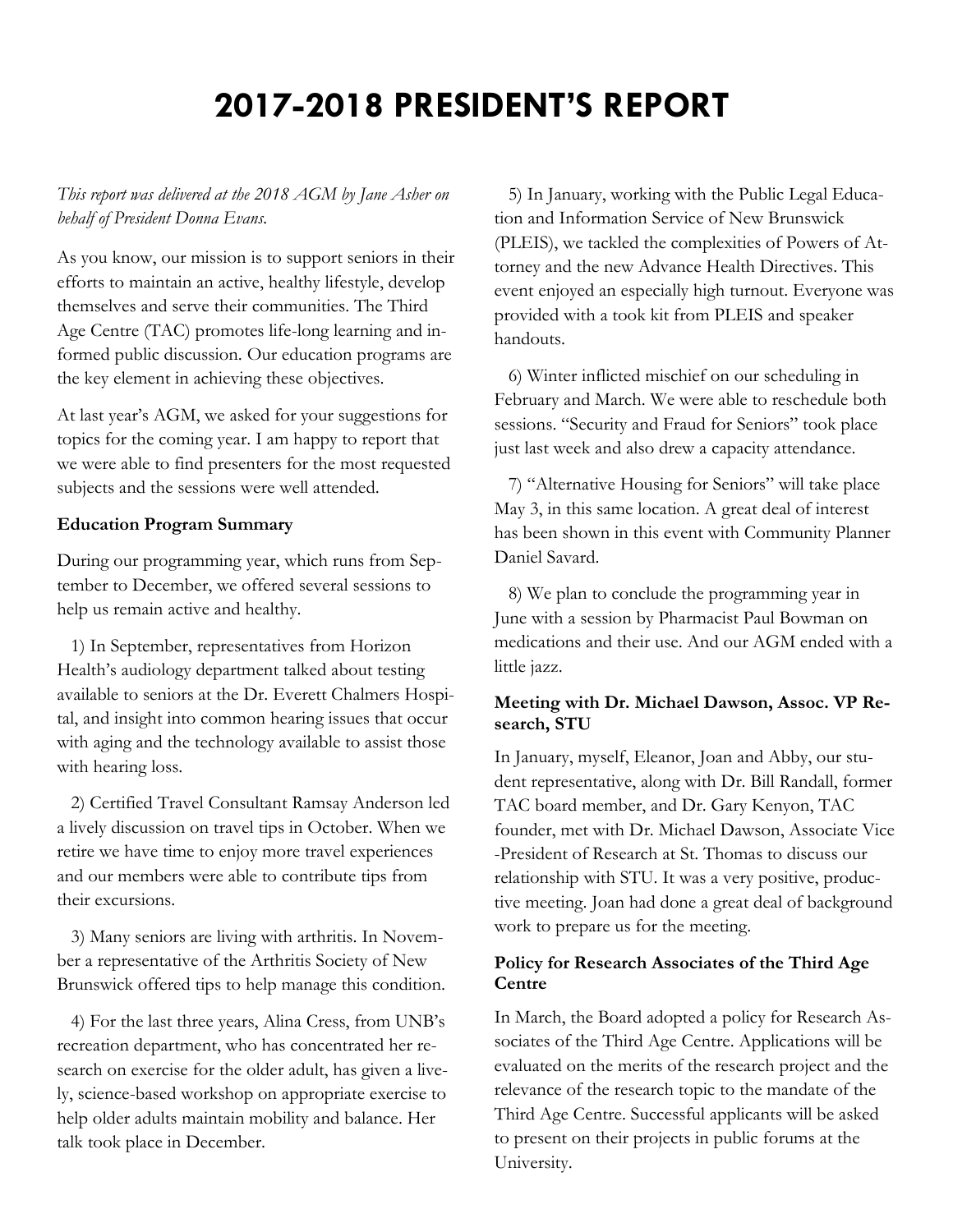# 2017-2018 PRESIDENT'S REPORT

*This report was delivered at the 2018 AGM by Jane Asher on behalf of President Donna Evans.*

As you know, our mission is to support seniors in their efforts to maintain an active, healthy lifestyle, develop themselves and serve their communities. The Third Age Centre (TAC) promotes life-long learning and informed public discussion. Our education programs are the key element in achieving these objectives.

At last year's AGM, we asked for your suggestions for topics for the coming year. I am happy to report that we were able to find presenters for the most requested subjects and the sessions were well attended.

**Education Program Summary**

During our programming year, which runs from September to December, we offered several sessions to help us remain active and healthy.

1) In September, representatives from Horizon Health's audiology department talked about testing available to seniors at the Dr. Everett Chalmers Hospital, and insight into common hearing issues that occur with aging and the technology available to assist those with hearing loss.

2) Certified Travel Consultant Ramsay Anderson led a lively discussion on travel tips in October. When we retire we have time to enjoy more travel experiences and our members were able to contribute tips from their excursions.

3) Many seniors are living with arthritis. In November a representative of the Arthritis Society of New Brunswick offered tips to help manage this condition.

4) For the last three years, Alina Cress, from UNB's recreation department, who has concentrated her research on exercise for the older adult, has given a lively, science-based workshop on appropriate exercise to help older adults maintain mobility and balance. Her talk took place in December.

5) In January, working with the Public Legal Education and Information Service of New Brunswick (PLEIS), we tackled the complexities of Powers of Attorney and the new Advance Health Directives. This event enjoyed an especially high turnout. Everyone was provided with a took kit from PLEIS and speaker handouts.

6) Winter inflicted mischief on our scheduling in February and March. We were able to reschedule both sessions. "Security and Fraud for Seniors" took place just last week and also drew a capacity attendance.

7) "Alternative Housing for Seniors" will take place May 3, in this same location. A great deal of interest has been shown in this event with Community Planner Daniel Savard.

8) We plan to conclude the programming year in June with a session by Pharmacist Paul Bowman on medications and their use. And our AGM ended with a little jazz.

**Meeting with Dr. Michael Dawson, Assoc. VP Research, STU**

In January, myself, Eleanor, Joan and Abby, our student representative, along with Dr. Bill Randall, former TAC board member, and Dr. Gary Kenyon, TAC founder, met with Dr. Michael Dawson, Associate Vice-President of Research at St. Thomas to discuss our relationship with STU. It was a very positive, productive meeting. Joan had done a great deal of background work to prepare us for the meeting.

**Policy for Research Associates of the Third Age Centre**

In March, the Board adopted a policy for Research Associates of the Third Age Centre. Applications will be evaluated on the merits of the research project and the relevance of the research topic to the mandate of the Third Age Centre. Successful applicants will be asked to present on their projects in public forums at the University.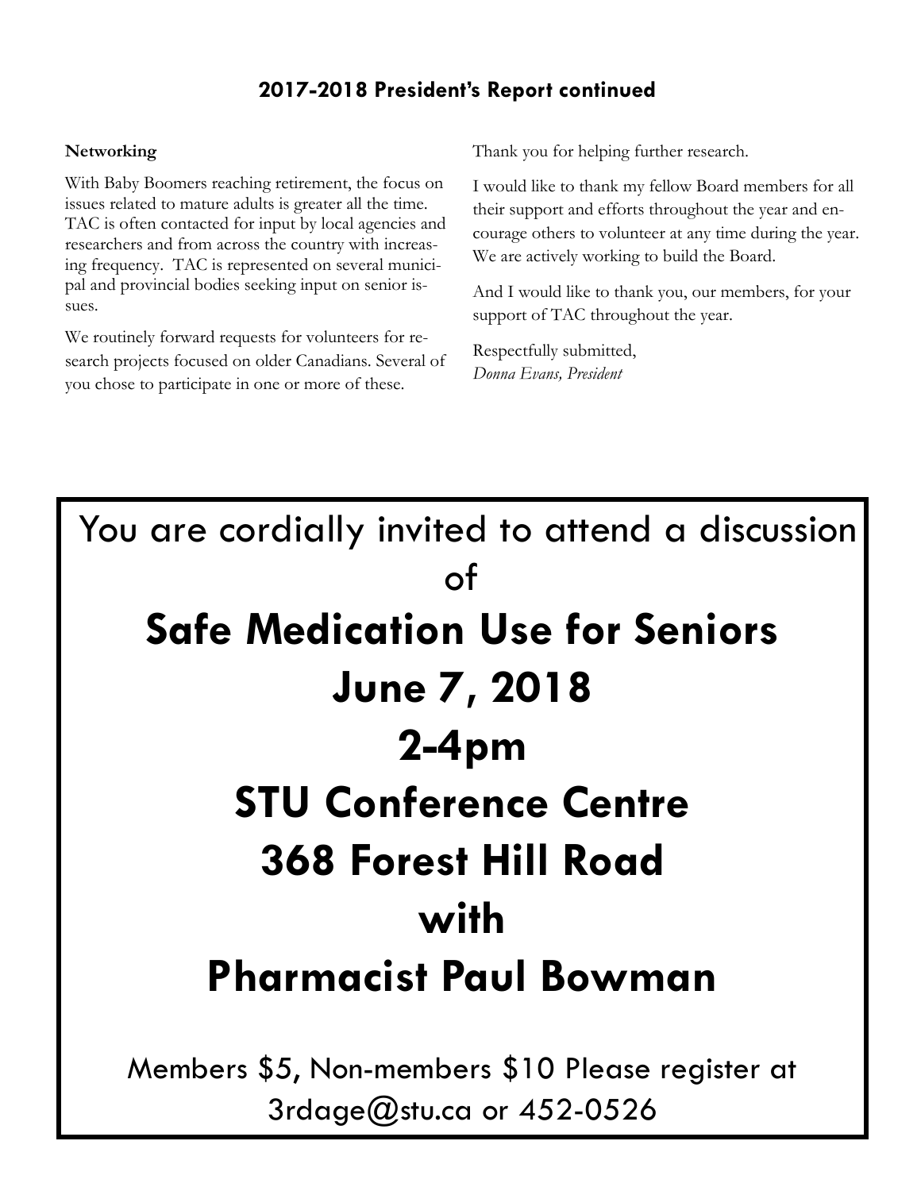**2017-2018 President's Report continued**

**Networking**

With Baby Boomers reaching retirement, the focus on issues related to mature adults is greater all the time. TAC is often contacted for input by local agencies and researchers and from across the country with increasing frequency. TAC is represented on several municipal and provincial bodies seeking input on senior issues.

We routinely forward requests for volunteers for research projects focused on older Canadians. Several of you chose to participate in one or more of these.

Thank you for helping further research.

I would like to thank my fellow Board members for all their support and efforts throughout the year and encourage others to volunteer at any time during the year. We are actively working to build the Board.

And I would like to thank you, our members, for your support of TAC throughout the year.

Respectfully submitted,
*Donna Evans, President*

---

You are cordially invited to attend a discussion of

**Safe Medication Use for Seniors**

**June 7, 2018**

**2-4pm**

**STU Conference Centre**

**368 Forest Hill Road**

**with**

**Pharmacist Paul Bowman**

Members $5, Non-members $10 Please register at 3rdage@stu.ca or 452-0526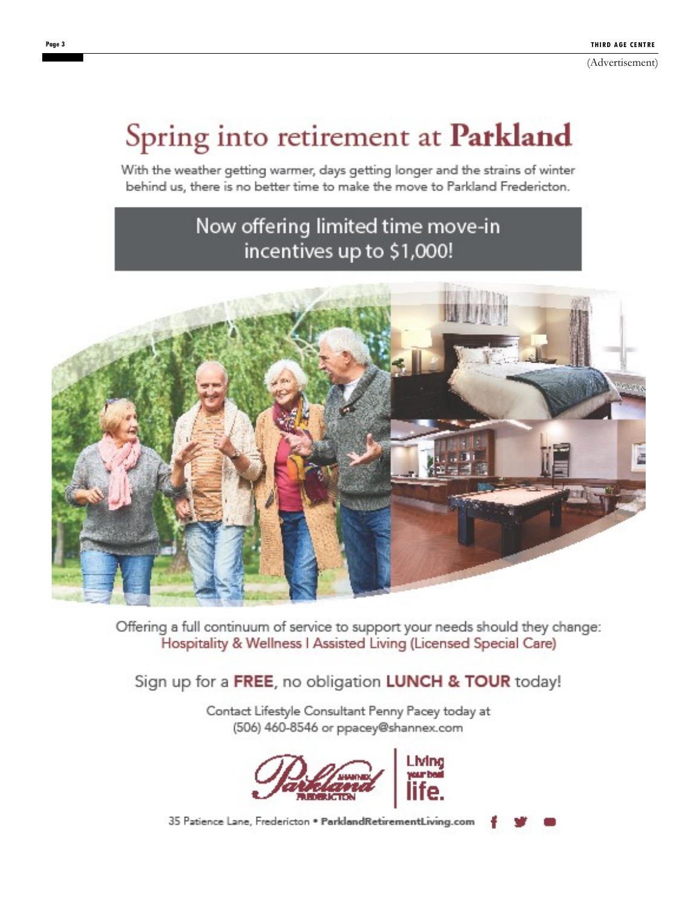(Advertisement)

# Spring into retirement at **Parkland**

With the weather getting warmer, days getting longer and the strains of winter behind us, there is no better time to make the move to Parkland Fredericton.

## Now offering limited time move-in incentives up to $1,000!

Offering a full continuum of service to support your needs should they change:
Hospitality & Wellness I Assisted Living (Licensed Special Care)

Sign up for a **FREE**, no obligation **LUNCH & TOUR** today!

Contact Lifestyle Consultant Penny Pacey today at
(506) 460-8546 or ppacey@shannex.com

Parkland Shannex Fredericton | Living your best life.

35 Patience Lane, Fredericton • **ParklandRetirementLiving.com**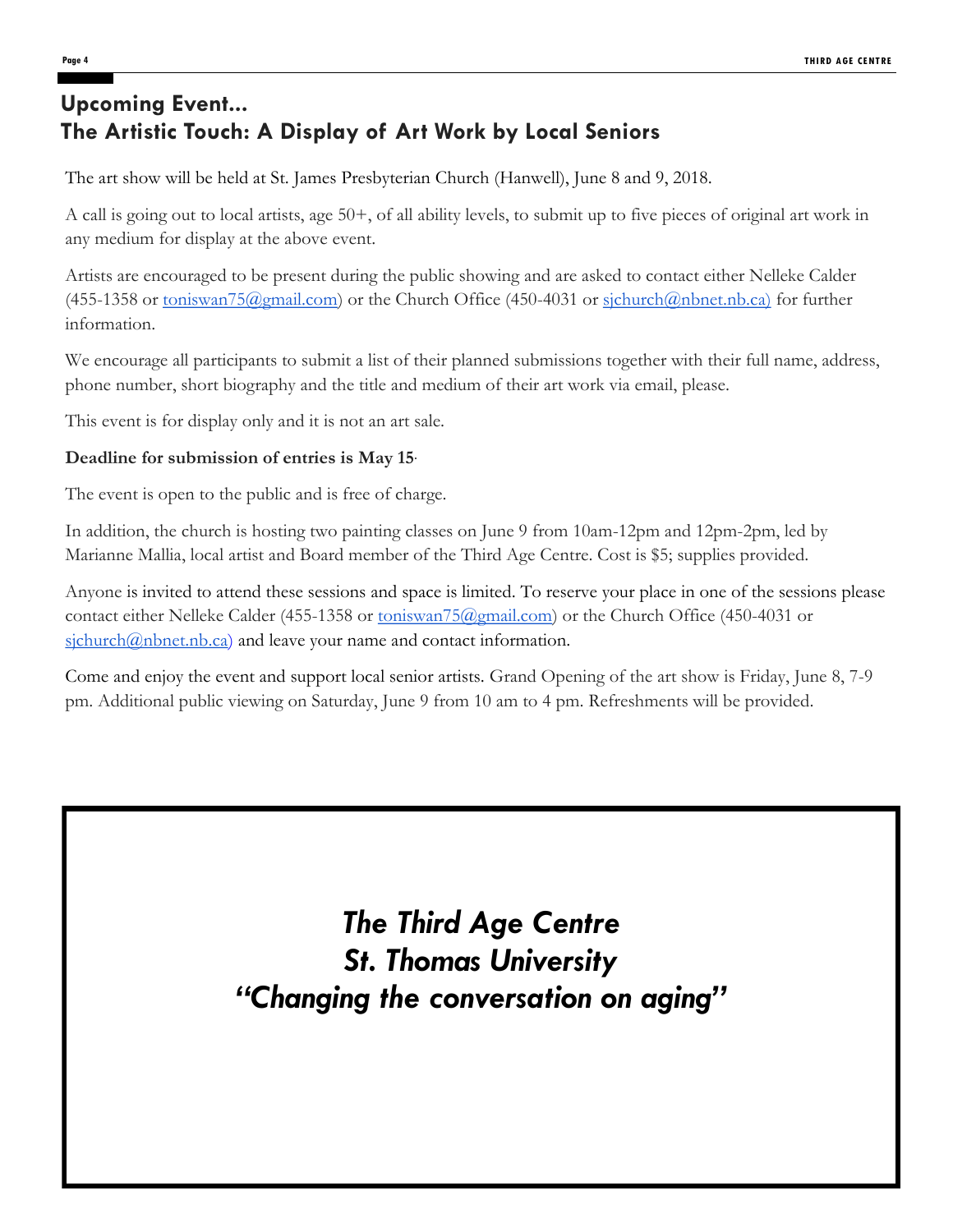## Upcoming Event...
## The Artistic Touch: A Display of Art Work by Local Seniors

The art show will be held at St. James Presbyterian Church (Hanwell), June 8 and 9, 2018.

A call is going out to local artists, age 50+, of all ability levels, to submit up to five pieces of original art work in any medium for display at the above event.

Artists are encouraged to be present during the public showing and are asked to contact either Nelleke Calder (455-1358 or toniswan75@gmail.com) or the Church Office (450-4031 or sjchurch@nbnet.nb.ca) for further information.

We encourage all participants to submit a list of their planned submissions together with their full name, address, phone number, short biography and the title and medium of their art work via email, please.

This event is for display only and it is not an art sale.

**Deadline for submission of entries is May 15.**

The event is open to the public and is free of charge.

In addition, the church is hosting two painting classes on June 9 from 10am-12pm and 12pm-2pm, led by Marianne Mallia, local artist and Board member of the Third Age Centre. Cost is $5; supplies provided.

Anyone is invited to attend these sessions and space is limited. To reserve your place in one of the sessions please contact either Nelleke Calder (455-1358 or toniswan75@gmail.com) or the Church Office (450-4031 or sjchurch@nbnet.nb.ca) and leave your name and contact information.

Come and enjoy the event and support local senior artists. Grand Opening of the art show is Friday, June 8, 7-9 pm. Additional public viewing on Saturday, June 9 from 10 am to 4 pm. Refreshments will be provided.

***The Third Age Centre***
***St. Thomas University***
***"Changing the conversation on aging"***